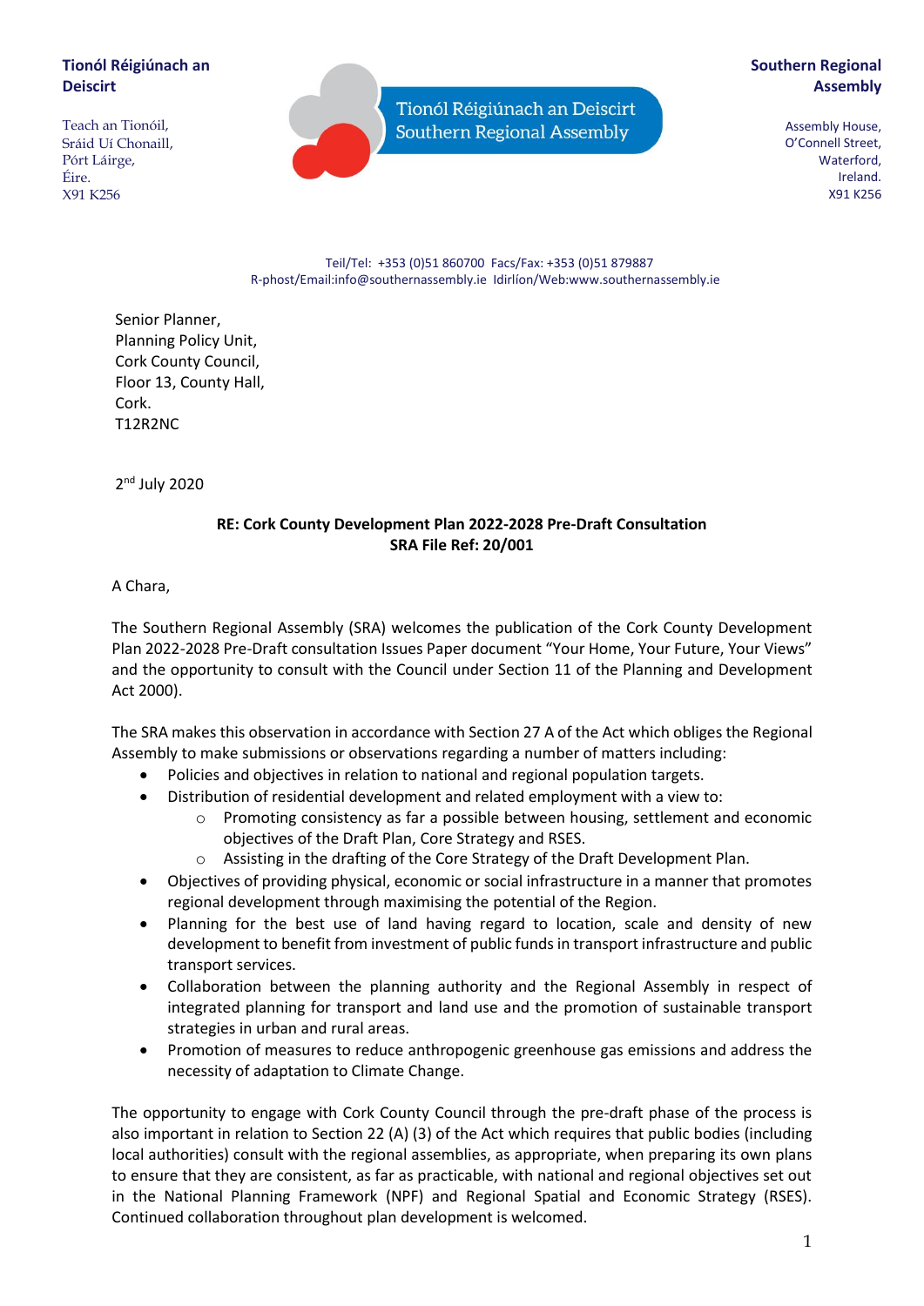**Tionól Réigiúnach an Deiscirt**

Teach an Tionóil,
Sráid Uí Chonaill,
Pórt Láirge,
Éire.
X91 K256

Tionól Réigiúnach an Deiscirt
Southern Regional Assembly

**Southern Regional Assembly**

Assembly House,
O'Connell Street,
Waterford,
Ireland.
X91 K256

Teil/Tel: +353 (0)51 860700 Facs/Fax: +353 (0)51 879887
R-phost/Email:info@southernassembly.ie Idirlíon/Web:www.southernassembly.ie

Senior Planner,
Planning Policy Unit,
Cork County Council,
Floor 13, County Hall,
Cork.
T12R2NC

2nd July 2020

**RE: Cork County Development Plan 2022-2028 Pre-Draft Consultation**
**SRA File Ref: 20/001**

A Chara,

The Southern Regional Assembly (SRA) welcomes the publication of the Cork County Development Plan 2022-2028 Pre-Draft consultation Issues Paper document "Your Home, Your Future, Your Views" and the opportunity to consult with the Council under Section 11 of the Planning and Development Act 2000).

The SRA makes this observation in accordance with Section 27 A of the Act which obliges the Regional Assembly to make submissions or observations regarding a number of matters including:

- Policies and objectives in relation to national and regional population targets.
- Distribution of residential development and related employment with a view to:
  - Promoting consistency as far a possible between housing, settlement and economic objectives of the Draft Plan, Core Strategy and RSES.
  - Assisting in the drafting of the Core Strategy of the Draft Development Plan.
- Objectives of providing physical, economic or social infrastructure in a manner that promotes regional development through maximising the potential of the Region.
- Planning for the best use of land having regard to location, scale and density of new development to benefit from investment of public funds in transport infrastructure and public transport services.
- Collaboration between the planning authority and the Regional Assembly in respect of integrated planning for transport and land use and the promotion of sustainable transport strategies in urban and rural areas.
- Promotion of measures to reduce anthropogenic greenhouse gas emissions and address the necessity of adaptation to Climate Change.

The opportunity to engage with Cork County Council through the pre-draft phase of the process is also important in relation to Section 22 (A) (3) of the Act which requires that public bodies (including local authorities) consult with the regional assemblies, as appropriate, when preparing its own plans to ensure that they are consistent, as far as practicable, with national and regional objectives set out in the National Planning Framework (NPF) and Regional Spatial and Economic Strategy (RSES). Continued collaboration throughout plan development is welcomed.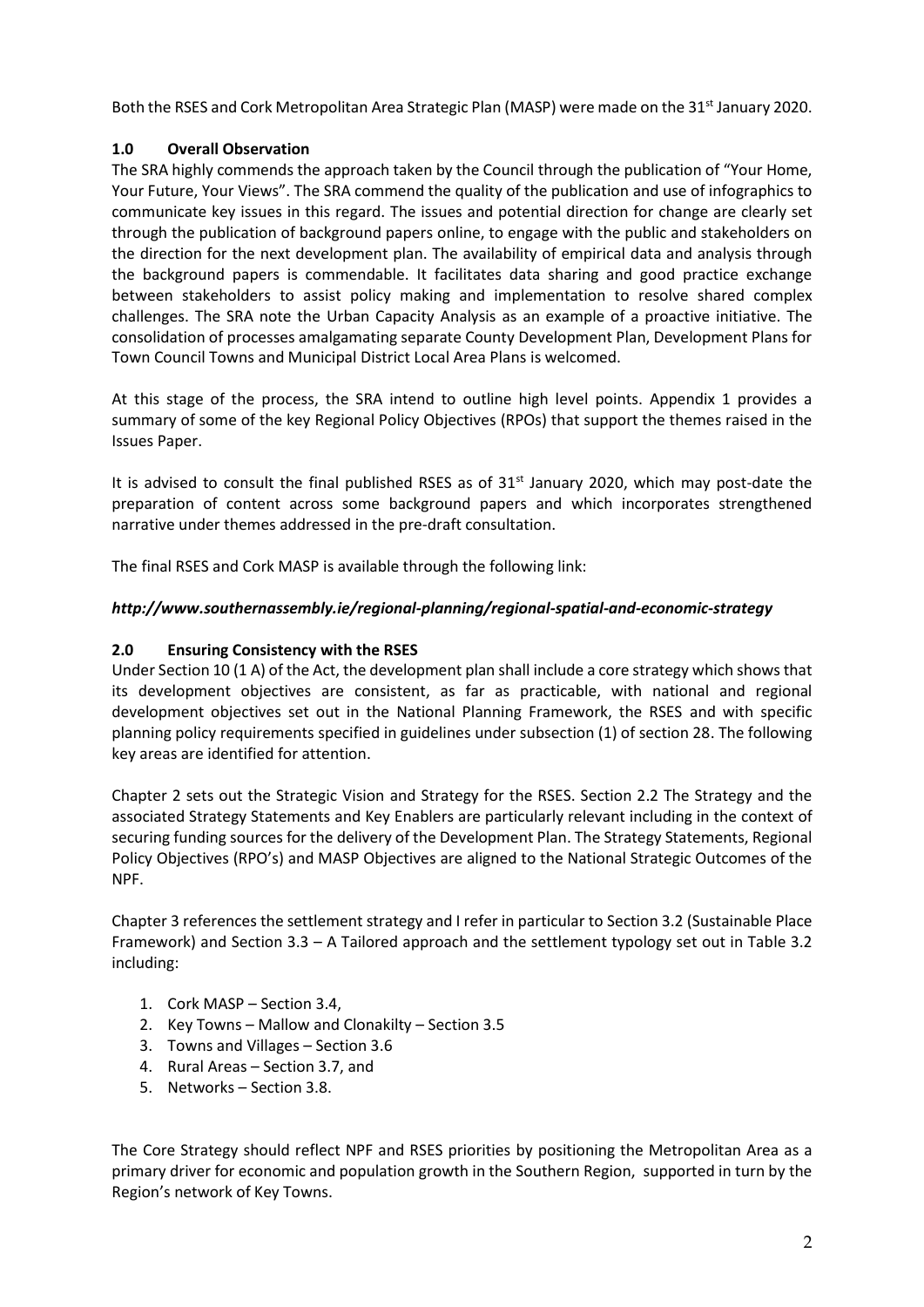Both the RSES and Cork Metropolitan Area Strategic Plan (MASP) were made on the 31st January 2020.

## 1.0 Overall Observation

The SRA highly commends the approach taken by the Council through the publication of "Your Home, Your Future, Your Views". The SRA commend the quality of the publication and use of infographics to communicate key issues in this regard. The issues and potential direction for change are clearly set through the publication of background papers online, to engage with the public and stakeholders on the direction for the next development plan. The availability of empirical data and analysis through the background papers is commendable. It facilitates data sharing and good practice exchange between stakeholders to assist policy making and implementation to resolve shared complex challenges. The SRA note the Urban Capacity Analysis as an example of a proactive initiative. The consolidation of processes amalgamating separate County Development Plan, Development Plans for Town Council Towns and Municipal District Local Area Plans is welcomed.

At this stage of the process, the SRA intend to outline high level points. Appendix 1 provides a summary of some of the key Regional Policy Objectives (RPOs) that support the themes raised in the Issues Paper.

It is advised to consult the final published RSES as of 31st January 2020, which may post-date the preparation of content across some background papers and which incorporates strengthened narrative under themes addressed in the pre-draft consultation.

The final RSES and Cork MASP is available through the following link:

***http://www.southernassembly.ie/regional-planning/regional-spatial-and-economic-strategy***

## 2.0 Ensuring Consistency with the RSES

Under Section 10 (1 A) of the Act, the development plan shall include a core strategy which shows that its development objectives are consistent, as far as practicable, with national and regional development objectives set out in the National Planning Framework, the RSES and with specific planning policy requirements specified in guidelines under subsection (1) of section 28. The following key areas are identified for attention.

Chapter 2 sets out the Strategic Vision and Strategy for the RSES. Section 2.2 The Strategy and the associated Strategy Statements and Key Enablers are particularly relevant including in the context of securing funding sources for the delivery of the Development Plan. The Strategy Statements, Regional Policy Objectives (RPO's) and MASP Objectives are aligned to the National Strategic Outcomes of the NPF.

Chapter 3 references the settlement strategy and I refer in particular to Section 3.2 (Sustainable Place Framework) and Section 3.3 – A Tailored approach and the settlement typology set out in Table 3.2 including:

1. Cork MASP – Section 3.4,
2. Key Towns – Mallow and Clonakilty – Section 3.5
3. Towns and Villages – Section 3.6
4. Rural Areas – Section 3.7, and
5. Networks – Section 3.8.

The Core Strategy should reflect NPF and RSES priorities by positioning the Metropolitan Area as a primary driver for economic and population growth in the Southern Region, supported in turn by the Region's network of Key Towns.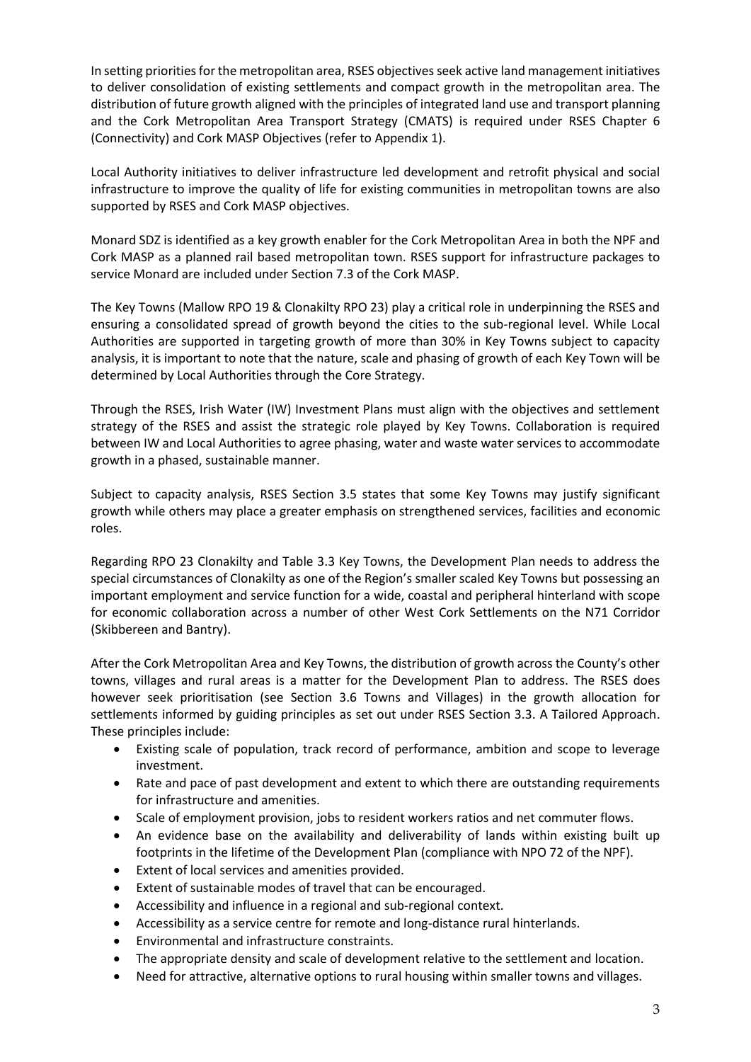In setting priorities for the metropolitan area, RSES objectives seek active land management initiatives to deliver consolidation of existing settlements and compact growth in the metropolitan area. The distribution of future growth aligned with the principles of integrated land use and transport planning and the Cork Metropolitan Area Transport Strategy (CMATS) is required under RSES Chapter 6 (Connectivity) and Cork MASP Objectives (refer to Appendix 1).

Local Authority initiatives to deliver infrastructure led development and retrofit physical and social infrastructure to improve the quality of life for existing communities in metropolitan towns are also supported by RSES and Cork MASP objectives.

Monard SDZ is identified as a key growth enabler for the Cork Metropolitan Area in both the NPF and Cork MASP as a planned rail based metropolitan town. RSES support for infrastructure packages to service Monard are included under Section 7.3 of the Cork MASP.

The Key Towns (Mallow RPO 19 & Clonakilty RPO 23) play a critical role in underpinning the RSES and ensuring a consolidated spread of growth beyond the cities to the sub-regional level. While Local Authorities are supported in targeting growth of more than 30% in Key Towns subject to capacity analysis, it is important to note that the nature, scale and phasing of growth of each Key Town will be determined by Local Authorities through the Core Strategy.

Through the RSES, Irish Water (IW) Investment Plans must align with the objectives and settlement strategy of the RSES and assist the strategic role played by Key Towns. Collaboration is required between IW and Local Authorities to agree phasing, water and waste water services to accommodate growth in a phased, sustainable manner.

Subject to capacity analysis, RSES Section 3.5 states that some Key Towns may justify significant growth while others may place a greater emphasis on strengthened services, facilities and economic roles.

Regarding RPO 23 Clonakilty and Table 3.3 Key Towns, the Development Plan needs to address the special circumstances of Clonakilty as one of the Region's smaller scaled Key Towns but possessing an important employment and service function for a wide, coastal and peripheral hinterland with scope for economic collaboration across a number of other West Cork Settlements on the N71 Corridor (Skibbereen and Bantry).

After the Cork Metropolitan Area and Key Towns, the distribution of growth across the County's other towns, villages and rural areas is a matter for the Development Plan to address. The RSES does however seek prioritisation (see Section 3.6 Towns and Villages) in the growth allocation for settlements informed by guiding principles as set out under RSES Section 3.3. A Tailored Approach. These principles include:

- Existing scale of population, track record of performance, ambition and scope to leverage investment.
- Rate and pace of past development and extent to which there are outstanding requirements for infrastructure and amenities.
- Scale of employment provision, jobs to resident workers ratios and net commuter flows.
- An evidence base on the availability and deliverability of lands within existing built up footprints in the lifetime of the Development Plan (compliance with NPO 72 of the NPF).
- Extent of local services and amenities provided.
- Extent of sustainable modes of travel that can be encouraged.
- Accessibility and influence in a regional and sub-regional context.
- Accessibility as a service centre for remote and long-distance rural hinterlands.
- Environmental and infrastructure constraints.
- The appropriate density and scale of development relative to the settlement and location.
- Need for attractive, alternative options to rural housing within smaller towns and villages.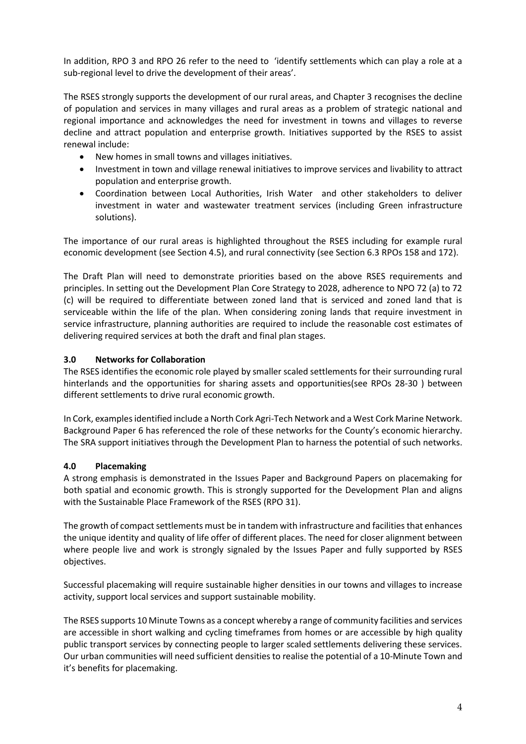In addition, RPO 3 and RPO 26 refer to the need to 'identify settlements which can play a role at a sub-regional level to drive the development of their areas'.

The RSES strongly supports the development of our rural areas, and Chapter 3 recognises the decline of population and services in many villages and rural areas as a problem of strategic national and regional importance and acknowledges the need for investment in towns and villages to reverse decline and attract population and enterprise growth. Initiatives supported by the RSES to assist renewal include:

- New homes in small towns and villages initiatives.
- Investment in town and village renewal initiatives to improve services and livability to attract population and enterprise growth.
- Coordination between Local Authorities, Irish Water and other stakeholders to deliver investment in water and wastewater treatment services (including Green infrastructure solutions).

The importance of our rural areas is highlighted throughout the RSES including for example rural economic development (see Section 4.5), and rural connectivity (see Section 6.3 RPOs 158 and 172).

The Draft Plan will need to demonstrate priorities based on the above RSES requirements and principles. In setting out the Development Plan Core Strategy to 2028, adherence to NPO 72 (a) to 72 (c) will be required to differentiate between zoned land that is serviced and zoned land that is serviceable within the life of the plan. When considering zoning lands that require investment in service infrastructure, planning authorities are required to include the reasonable cost estimates of delivering required services at both the draft and final plan stages.

## 3.0 Networks for Collaboration

The RSES identifies the economic role played by smaller scaled settlements for their surrounding rural hinterlands and the opportunities for sharing assets and opportunities(see RPOs 28-30 ) between different settlements to drive rural economic growth.

In Cork, examples identified include a North Cork Agri-Tech Network and a West Cork Marine Network. Background Paper 6 has referenced the role of these networks for the County's economic hierarchy. The SRA support initiatives through the Development Plan to harness the potential of such networks.

## 4.0 Placemaking

A strong emphasis is demonstrated in the Issues Paper and Background Papers on placemaking for both spatial and economic growth. This is strongly supported for the Development Plan and aligns with the Sustainable Place Framework of the RSES (RPO 31).

The growth of compact settlements must be in tandem with infrastructure and facilities that enhances the unique identity and quality of life offer of different places. The need for closer alignment between where people live and work is strongly signaled by the Issues Paper and fully supported by RSES objectives.

Successful placemaking will require sustainable higher densities in our towns and villages to increase activity, support local services and support sustainable mobility.

The RSES supports 10 Minute Towns as a concept whereby a range of community facilities and services are accessible in short walking and cycling timeframes from homes or are accessible by high quality public transport services by connecting people to larger scaled settlements delivering these services. Our urban communities will need sufficient densities to realise the potential of a 10-Minute Town and it's benefits for placemaking.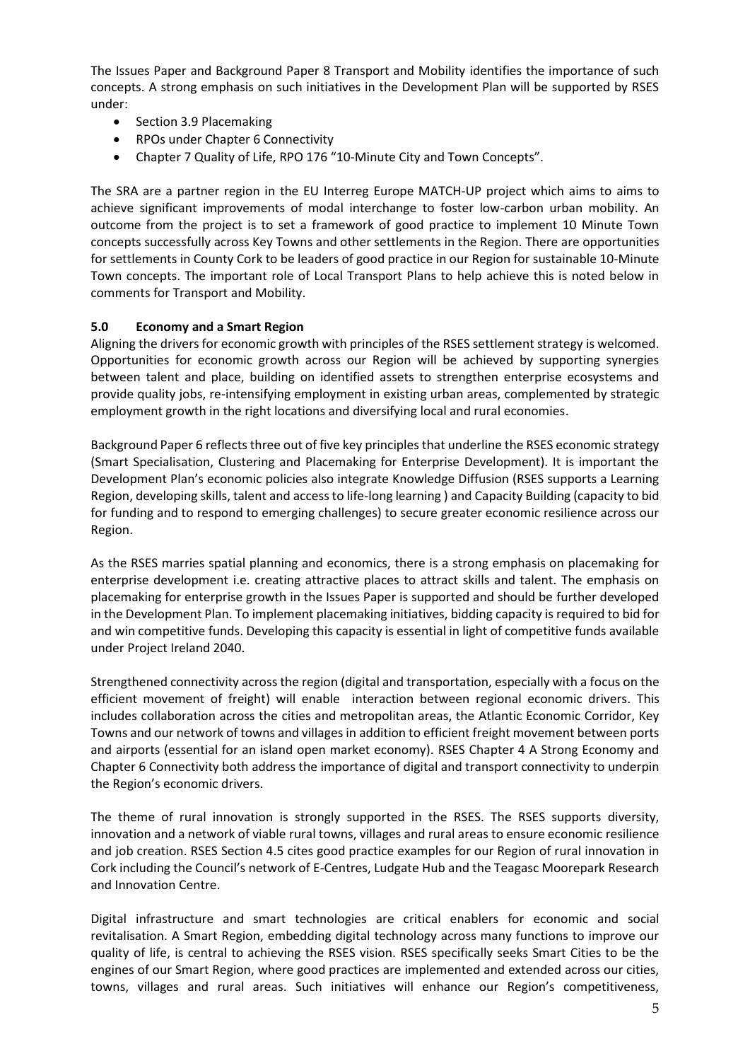The Issues Paper and Background Paper 8 Transport and Mobility identifies the importance of such concepts. A strong emphasis on such initiatives in the Development Plan will be supported by RSES under:

- Section 3.9 Placemaking
- RPOs under Chapter 6 Connectivity
- Chapter 7 Quality of Life, RPO 176 "10-Minute City and Town Concepts".

The SRA are a partner region in the EU Interreg Europe MATCH-UP project which aims to aims to achieve significant improvements of modal interchange to foster low-carbon urban mobility. An outcome from the project is to set a framework of good practice to implement 10 Minute Town concepts successfully across Key Towns and other settlements in the Region. There are opportunities for settlements in County Cork to be leaders of good practice in our Region for sustainable 10-Minute Town concepts. The important role of Local Transport Plans to help achieve this is noted below in comments for Transport and Mobility.

## 5.0 Economy and a Smart Region

Aligning the drivers for economic growth with principles of the RSES settlement strategy is welcomed. Opportunities for economic growth across our Region will be achieved by supporting synergies between talent and place, building on identified assets to strengthen enterprise ecosystems and provide quality jobs, re-intensifying employment in existing urban areas, complemented by strategic employment growth in the right locations and diversifying local and rural economies.

Background Paper 6 reflects three out of five key principles that underline the RSES economic strategy (Smart Specialisation, Clustering and Placemaking for Enterprise Development). It is important the Development Plan's economic policies also integrate Knowledge Diffusion (RSES supports a Learning Region, developing skills, talent and access to life-long learning ) and Capacity Building (capacity to bid for funding and to respond to emerging challenges) to secure greater economic resilience across our Region.

As the RSES marries spatial planning and economics, there is a strong emphasis on placemaking for enterprise development i.e. creating attractive places to attract skills and talent. The emphasis on placemaking for enterprise growth in the Issues Paper is supported and should be further developed in the Development Plan. To implement placemaking initiatives, bidding capacity is required to bid for and win competitive funds. Developing this capacity is essential in light of competitive funds available under Project Ireland 2040.

Strengthened connectivity across the region (digital and transportation, especially with a focus on the efficient movement of freight) will enable interaction between regional economic drivers. This includes collaboration across the cities and metropolitan areas, the Atlantic Economic Corridor, Key Towns and our network of towns and villages in addition to efficient freight movement between ports and airports (essential for an island open market economy). RSES Chapter 4 A Strong Economy and Chapter 6 Connectivity both address the importance of digital and transport connectivity to underpin the Region's economic drivers.

The theme of rural innovation is strongly supported in the RSES. The RSES supports diversity, innovation and a network of viable rural towns, villages and rural areas to ensure economic resilience and job creation. RSES Section 4.5 cites good practice examples for our Region of rural innovation in Cork including the Council's network of E-Centres, Ludgate Hub and the Teagasc Moorepark Research and Innovation Centre.

Digital infrastructure and smart technologies are critical enablers for economic and social revitalisation. A Smart Region, embedding digital technology across many functions to improve our quality of life, is central to achieving the RSES vision. RSES specifically seeks Smart Cities to be the engines of our Smart Region, where good practices are implemented and extended across our cities, towns, villages and rural areas. Such initiatives will enhance our Region's competitiveness,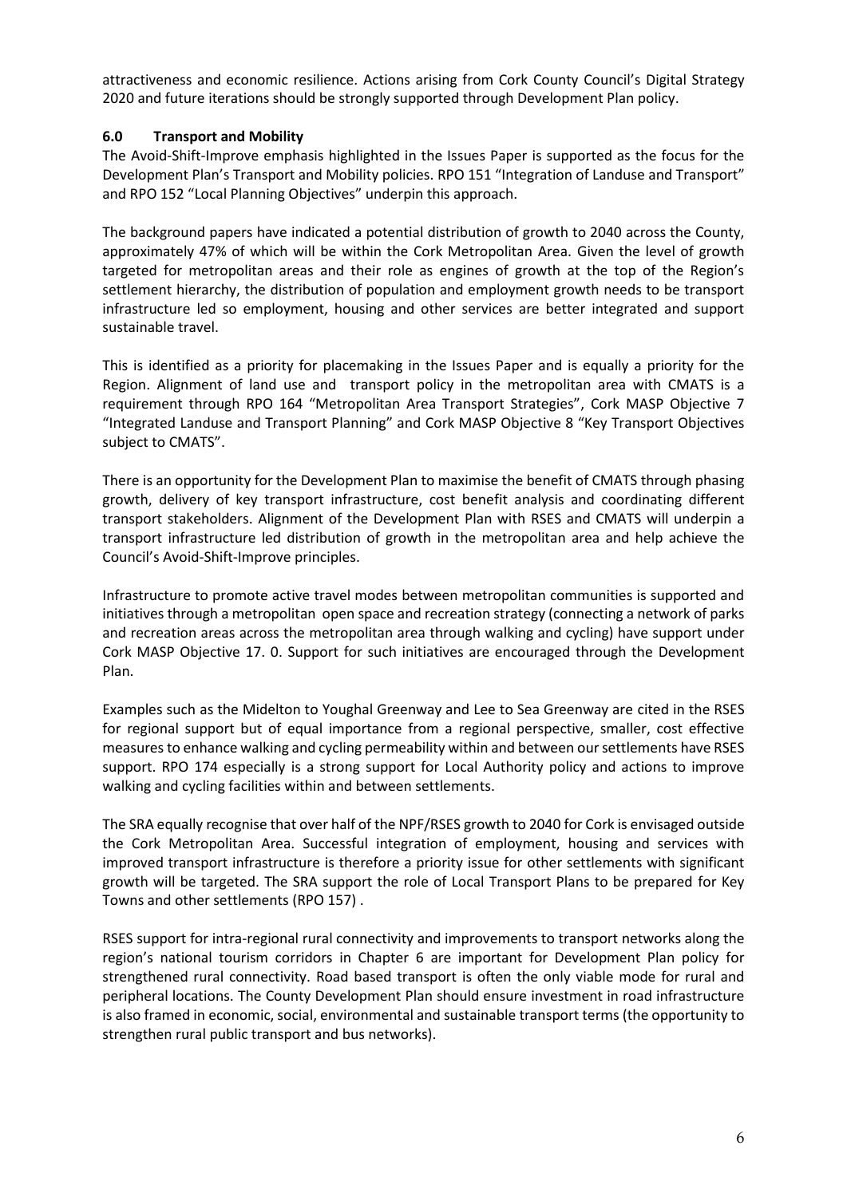attractiveness and economic resilience. Actions arising from Cork County Council's Digital Strategy 2020 and future iterations should be strongly supported through Development Plan policy.

## 6.0 Transport and Mobility

The Avoid-Shift-Improve emphasis highlighted in the Issues Paper is supported as the focus for the Development Plan's Transport and Mobility policies. RPO 151 "Integration of Landuse and Transport" and RPO 152 "Local Planning Objectives" underpin this approach.

The background papers have indicated a potential distribution of growth to 2040 across the County, approximately 47% of which will be within the Cork Metropolitan Area. Given the level of growth targeted for metropolitan areas and their role as engines of growth at the top of the Region's settlement hierarchy, the distribution of population and employment growth needs to be transport infrastructure led so employment, housing and other services are better integrated and support sustainable travel.

This is identified as a priority for placemaking in the Issues Paper and is equally a priority for the Region. Alignment of land use and transport policy in the metropolitan area with CMATS is a requirement through RPO 164 "Metropolitan Area Transport Strategies", Cork MASP Objective 7 "Integrated Landuse and Transport Planning" and Cork MASP Objective 8 "Key Transport Objectives subject to CMATS".

There is an opportunity for the Development Plan to maximise the benefit of CMATS through phasing growth, delivery of key transport infrastructure, cost benefit analysis and coordinating different transport stakeholders. Alignment of the Development Plan with RSES and CMATS will underpin a transport infrastructure led distribution of growth in the metropolitan area and help achieve the Council's Avoid-Shift-Improve principles.

Infrastructure to promote active travel modes between metropolitan communities is supported and initiatives through a metropolitan open space and recreation strategy (connecting a network of parks and recreation areas across the metropolitan area through walking and cycling) have support under Cork MASP Objective 17. 0. Support for such initiatives are encouraged through the Development Plan.

Examples such as the Midelton to Youghal Greenway and Lee to Sea Greenway are cited in the RSES for regional support but of equal importance from a regional perspective, smaller, cost effective measures to enhance walking and cycling permeability within and between our settlements have RSES support. RPO 174 especially is a strong support for Local Authority policy and actions to improve walking and cycling facilities within and between settlements.

The SRA equally recognise that over half of the NPF/RSES growth to 2040 for Cork is envisaged outside the Cork Metropolitan Area. Successful integration of employment, housing and services with improved transport infrastructure is therefore a priority issue for other settlements with significant growth will be targeted. The SRA support the role of Local Transport Plans to be prepared for Key Towns and other settlements (RPO 157) .

RSES support for intra-regional rural connectivity and improvements to transport networks along the region's national tourism corridors in Chapter 6 are important for Development Plan policy for strengthened rural connectivity. Road based transport is often the only viable mode for rural and peripheral locations. The County Development Plan should ensure investment in road infrastructure is also framed in economic, social, environmental and sustainable transport terms (the opportunity to strengthen rural public transport and bus networks).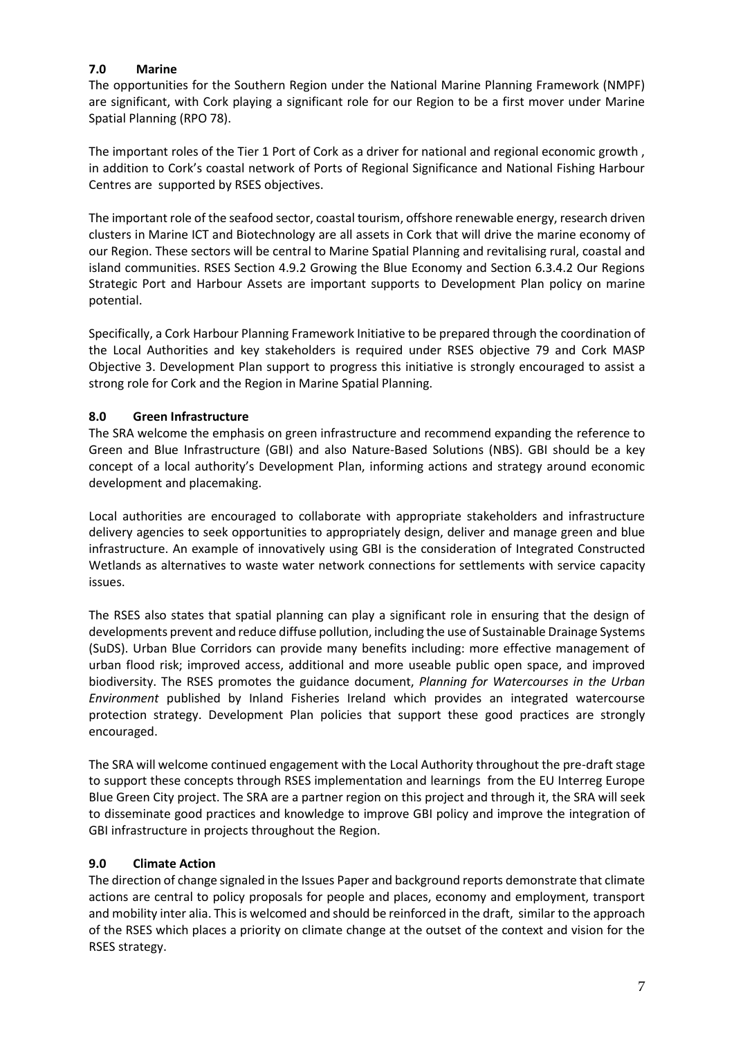## 7.0 Marine

The opportunities for the Southern Region under the National Marine Planning Framework (NMPF) are significant, with Cork playing a significant role for our Region to be a first mover under Marine Spatial Planning (RPO 78).

The important roles of the Tier 1 Port of Cork as a driver for national and regional economic growth , in addition to Cork's coastal network of Ports of Regional Significance and National Fishing Harbour Centres are supported by RSES objectives.

The important role of the seafood sector, coastal tourism, offshore renewable energy, research driven clusters in Marine ICT and Biotechnology are all assets in Cork that will drive the marine economy of our Region. These sectors will be central to Marine Spatial Planning and revitalising rural, coastal and island communities. RSES Section 4.9.2 Growing the Blue Economy and Section 6.3.4.2 Our Regions Strategic Port and Harbour Assets are important supports to Development Plan policy on marine potential.

Specifically, a Cork Harbour Planning Framework Initiative to be prepared through the coordination of the Local Authorities and key stakeholders is required under RSES objective 79 and Cork MASP Objective 3. Development Plan support to progress this initiative is strongly encouraged to assist a strong role for Cork and the Region in Marine Spatial Planning.

## 8.0 Green Infrastructure

The SRA welcome the emphasis on green infrastructure and recommend expanding the reference to Green and Blue Infrastructure (GBI) and also Nature-Based Solutions (NBS). GBI should be a key concept of a local authority's Development Plan, informing actions and strategy around economic development and placemaking.

Local authorities are encouraged to collaborate with appropriate stakeholders and infrastructure delivery agencies to seek opportunities to appropriately design, deliver and manage green and blue infrastructure. An example of innovatively using GBI is the consideration of Integrated Constructed Wetlands as alternatives to waste water network connections for settlements with service capacity issues.

The RSES also states that spatial planning can play a significant role in ensuring that the design of developments prevent and reduce diffuse pollution, including the use of Sustainable Drainage Systems (SuDS). Urban Blue Corridors can provide many benefits including: more effective management of urban flood risk; improved access, additional and more useable public open space, and improved biodiversity. The RSES promotes the guidance document, *Planning for Watercourses in the Urban Environment* published by Inland Fisheries Ireland which provides an integrated watercourse protection strategy. Development Plan policies that support these good practices are strongly encouraged.

The SRA will welcome continued engagement with the Local Authority throughout the pre-draft stage to support these concepts through RSES implementation and learnings from the EU Interreg Europe Blue Green City project. The SRA are a partner region on this project and through it, the SRA will seek to disseminate good practices and knowledge to improve GBI policy and improve the integration of GBI infrastructure in projects throughout the Region.

## 9.0 Climate Action

The direction of change signaled in the Issues Paper and background reports demonstrate that climate actions are central to policy proposals for people and places, economy and employment, transport and mobility inter alia. This is welcomed and should be reinforced in the draft, similar to the approach of the RSES which places a priority on climate change at the outset of the context and vision for the RSES strategy.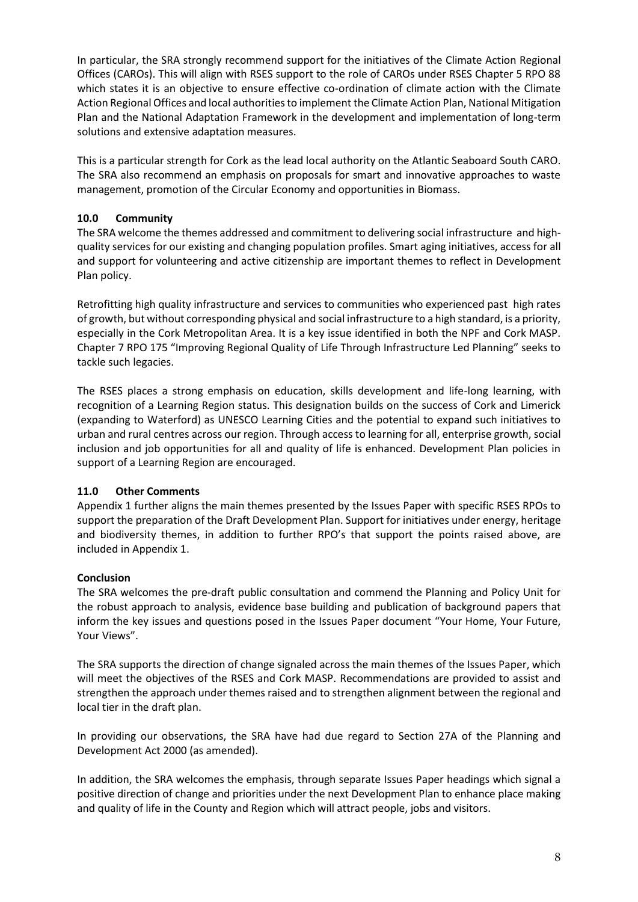In particular, the SRA strongly recommend support for the initiatives of the Climate Action Regional Offices (CAROs). This will align with RSES support to the role of CAROs under RSES Chapter 5 RPO 88 which states it is an objective to ensure effective co-ordination of climate action with the Climate Action Regional Offices and local authorities to implement the Climate Action Plan, National Mitigation Plan and the National Adaptation Framework in the development and implementation of long-term solutions and extensive adaptation measures.

This is a particular strength for Cork as the lead local authority on the Atlantic Seaboard South CARO. The SRA also recommend an emphasis on proposals for smart and innovative approaches to waste management, promotion of the Circular Economy and opportunities in Biomass.

## 10.0 Community

The SRA welcome the themes addressed and commitment to delivering social infrastructure and high-quality services for our existing and changing population profiles. Smart aging initiatives, access for all and support for volunteering and active citizenship are important themes to reflect in Development Plan policy.

Retrofitting high quality infrastructure and services to communities who experienced past high rates of growth, but without corresponding physical and social infrastructure to a high standard, is a priority, especially in the Cork Metropolitan Area. It is a key issue identified in both the NPF and Cork MASP. Chapter 7 RPO 175 "Improving Regional Quality of Life Through Infrastructure Led Planning" seeks to tackle such legacies.

The RSES places a strong emphasis on education, skills development and life-long learning, with recognition of a Learning Region status. This designation builds on the success of Cork and Limerick (expanding to Waterford) as UNESCO Learning Cities and the potential to expand such initiatives to urban and rural centres across our region. Through access to learning for all, enterprise growth, social inclusion and job opportunities for all and quality of life is enhanced. Development Plan policies in support of a Learning Region are encouraged.

## 11.0 Other Comments

Appendix 1 further aligns the main themes presented by the Issues Paper with specific RSES RPOs to support the preparation of the Draft Development Plan. Support for initiatives under energy, heritage and biodiversity themes, in addition to further RPO's that support the points raised above, are included in Appendix 1.

## Conclusion

The SRA welcomes the pre-draft public consultation and commend the Planning and Policy Unit for the robust approach to analysis, evidence base building and publication of background papers that inform the key issues and questions posed in the Issues Paper document "Your Home, Your Future, Your Views".

The SRA supports the direction of change signaled across the main themes of the Issues Paper, which will meet the objectives of the RSES and Cork MASP. Recommendations are provided to assist and strengthen the approach under themes raised and to strengthen alignment between the regional and local tier in the draft plan.

In providing our observations, the SRA have had due regard to Section 27A of the Planning and Development Act 2000 (as amended).

In addition, the SRA welcomes the emphasis, through separate Issues Paper headings which signal a positive direction of change and priorities under the next Development Plan to enhance place making and quality of life in the County and Region which will attract people, jobs and visitors.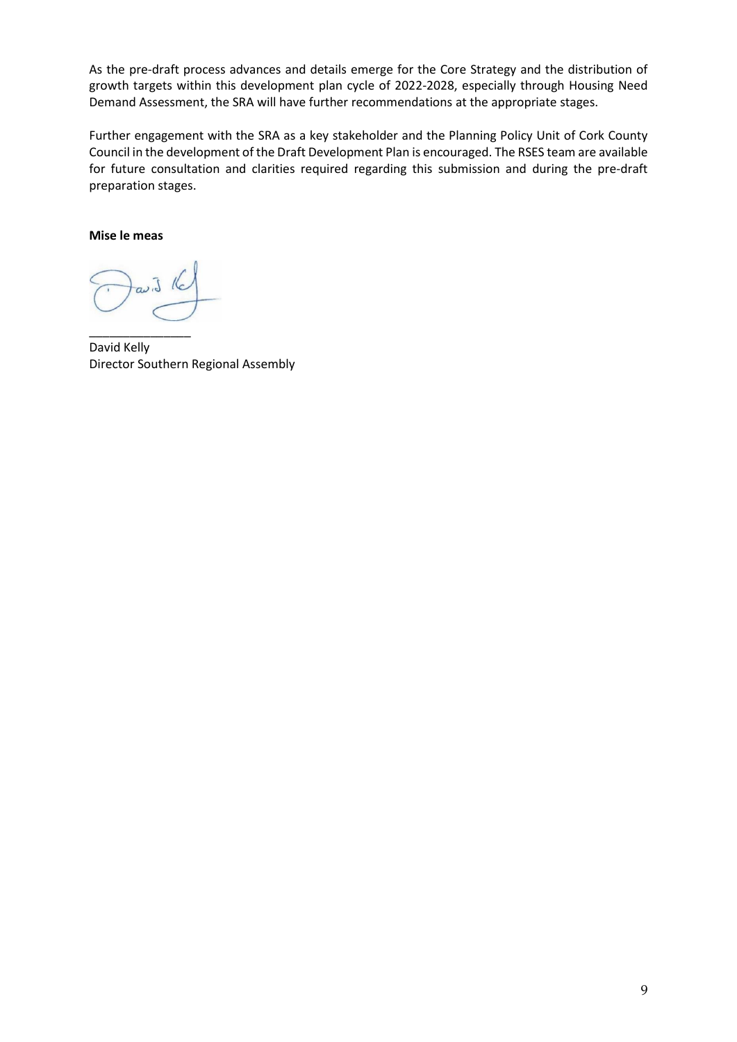As the pre-draft process advances and details emerge for the Core Strategy and the distribution of growth targets within this development plan cycle of 2022-2028, especially through Housing Need Demand Assessment, the SRA will have further recommendations at the appropriate stages.

Further engagement with the SRA as a key stakeholder and the Planning Policy Unit of Cork County Council in the development of the Draft Development Plan is encouraged. The RSES team are available for future consultation and clarities required regarding this submission and during the pre-draft preparation stages.

**Mise le meas**

_______________

David Kelly
Director Southern Regional Assembly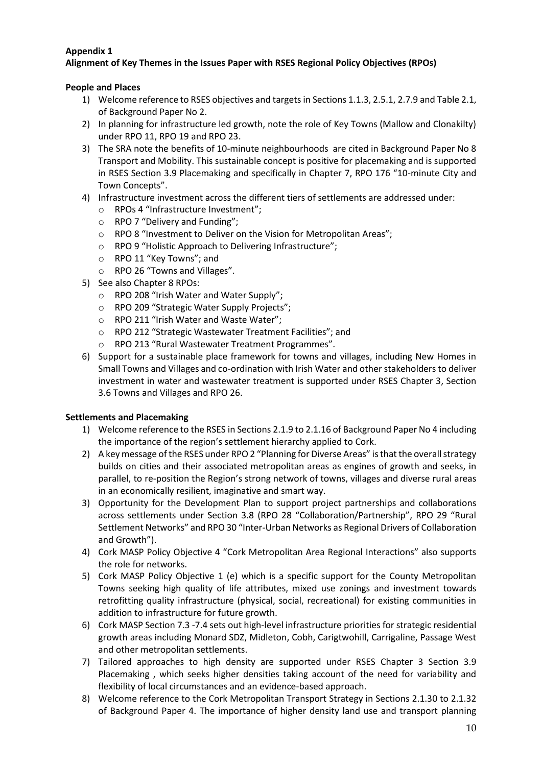**Appendix 1**
**Alignment of Key Themes in the Issues Paper with RSES Regional Policy Objectives (RPOs)**

**People and Places**

1) Welcome reference to RSES objectives and targets in Sections 1.1.3, 2.5.1, 2.7.9 and Table 2.1, of Background Paper No 2.
2) In planning for infrastructure led growth, note the role of Key Towns (Mallow and Clonakilty) under RPO 11, RPO 19 and RPO 23.
3) The SRA note the benefits of 10-minute neighbourhoods are cited in Background Paper No 8 Transport and Mobility. This sustainable concept is positive for placemaking and is supported in RSES Section 3.9 Placemaking and specifically in Chapter 7, RPO 176 "10-minute City and Town Concepts".
4) Infrastructure investment across the different tiers of settlements are addressed under:
   - RPOs 4 "Infrastructure Investment";
   - RPO 7 "Delivery and Funding";
   - RPO 8 "Investment to Deliver on the Vision for Metropolitan Areas";
   - RPO 9 "Holistic Approach to Delivering Infrastructure";
   - RPO 11 "Key Towns"; and
   - RPO 26 "Towns and Villages".
5) See also Chapter 8 RPOs:
   - RPO 208 "Irish Water and Water Supply";
   - RPO 209 "Strategic Water Supply Projects";
   - RPO 211 "Irish Water and Waste Water";
   - RPO 212 "Strategic Wastewater Treatment Facilities"; and
   - RPO 213 "Rural Wastewater Treatment Programmes".
6) Support for a sustainable place framework for towns and villages, including New Homes in Small Towns and Villages and co-ordination with Irish Water and other stakeholders to deliver investment in water and wastewater treatment is supported under RSES Chapter 3, Section 3.6 Towns and Villages and RPO 26.

**Settlements and Placemaking**

1) Welcome reference to the RSES in Sections 2.1.9 to 2.1.16 of Background Paper No 4 including the importance of the region's settlement hierarchy applied to Cork.
2) A key message of the RSES under RPO 2 "Planning for Diverse Areas" is that the overall strategy builds on cities and their associated metropolitan areas as engines of growth and seeks, in parallel, to re-position the Region's strong network of towns, villages and diverse rural areas in an economically resilient, imaginative and smart way.
3) Opportunity for the Development Plan to support project partnerships and collaborations across settlements under Section 3.8 (RPO 28 "Collaboration/Partnership", RPO 29 "Rural Settlement Networks" and RPO 30 "Inter-Urban Networks as Regional Drivers of Collaboration and Growth").
4) Cork MASP Policy Objective 4 "Cork Metropolitan Area Regional Interactions" also supports the role for networks.
5) Cork MASP Policy Objective 1 (e) which is a specific support for the County Metropolitan Towns seeking high quality of life attributes, mixed use zonings and investment towards retrofitting quality infrastructure (physical, social, recreational) for existing communities in addition to infrastructure for future growth.
6) Cork MASP Section 7.3 -7.4 sets out high-level infrastructure priorities for strategic residential growth areas including Monard SDZ, Midleton, Cobh, Carigtwohill, Carrigaline, Passage West and other metropolitan settlements.
7) Tailored approaches to high density are supported under RSES Chapter 3 Section 3.9 Placemaking , which seeks higher densities taking account of the need for variability and flexibility of local circumstances and an evidence-based approach.
8) Welcome reference to the Cork Metropolitan Transport Strategy in Sections 2.1.30 to 2.1.32 of Background Paper 4. The importance of higher density land use and transport planning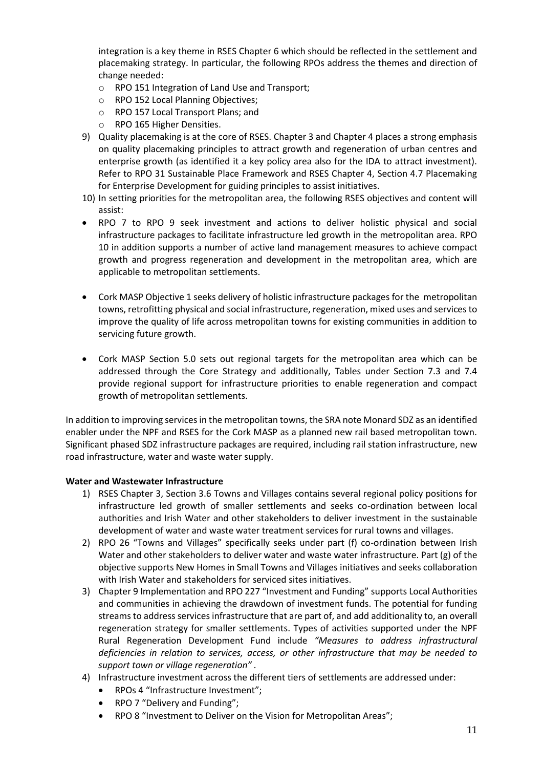integration is a key theme in RSES Chapter 6 which should be reflected in the settlement and placemaking strategy. In particular, the following RPOs address the themes and direction of change needed:

- RPO 151 Integration of Land Use and Transport;
- RPO 152 Local Planning Objectives;
- RPO 157 Local Transport Plans; and
- RPO 165 Higher Densities.

9) Quality placemaking is at the core of RSES. Chapter 3 and Chapter 4 places a strong emphasis on quality placemaking principles to attract growth and regeneration of urban centres and enterprise growth (as identified it a key policy area also for the IDA to attract investment). Refer to RPO 31 Sustainable Place Framework and RSES Chapter 4, Section 4.7 Placemaking for Enterprise Development for guiding principles to assist initiatives.

10) In setting priorities for the metropolitan area, the following RSES objectives and content will assist:

- RPO 7 to RPO 9 seek investment and actions to deliver holistic physical and social infrastructure packages to facilitate infrastructure led growth in the metropolitan area. RPO 10 in addition supports a number of active land management measures to achieve compact growth and progress regeneration and development in the metropolitan area, which are applicable to metropolitan settlements.

- Cork MASP Objective 1 seeks delivery of holistic infrastructure packages for the metropolitan towns, retrofitting physical and social infrastructure, regeneration, mixed uses and services to improve the quality of life across metropolitan towns for existing communities in addition to servicing future growth.

- Cork MASP Section 5.0 sets out regional targets for the metropolitan area which can be addressed through the Core Strategy and additionally, Tables under Section 7.3 and 7.4 provide regional support for infrastructure priorities to enable regeneration and compact growth of metropolitan settlements.

In addition to improving services in the metropolitan towns, the SRA note Monard SDZ as an identified enabler under the NPF and RSES for the Cork MASP as a planned new rail based metropolitan town. Significant phased SDZ infrastructure packages are required, including rail station infrastructure, new road infrastructure, water and waste water supply.

**Water and Wastewater Infrastructure**

1) RSES Chapter 3, Section 3.6 Towns and Villages contains several regional policy positions for infrastructure led growth of smaller settlements and seeks co-ordination between local authorities and Irish Water and other stakeholders to deliver investment in the sustainable development of water and waste water treatment services for rural towns and villages.

2) RPO 26 "Towns and Villages" specifically seeks under part (f) co-ordination between Irish Water and other stakeholders to deliver water and waste water infrastructure. Part (g) of the objective supports New Homes in Small Towns and Villages initiatives and seeks collaboration with Irish Water and stakeholders for serviced sites initiatives.

3) Chapter 9 Implementation and RPO 227 "Investment and Funding" supports Local Authorities and communities in achieving the drawdown of investment funds. The potential for funding streams to address services infrastructure that are part of, and add additionality to, an overall regeneration strategy for smaller settlements. Types of activities supported under the NPF Rural Regeneration Development Fund include *"Measures to address infrastructural deficiencies in relation to services, access, or other infrastructure that may be needed to support town or village regeneration"* .

4) Infrastructure investment across the different tiers of settlements are addressed under:
   - RPOs 4 "Infrastructure Investment";
   - RPO 7 "Delivery and Funding";
   - RPO 8 "Investment to Deliver on the Vision for Metropolitan Areas";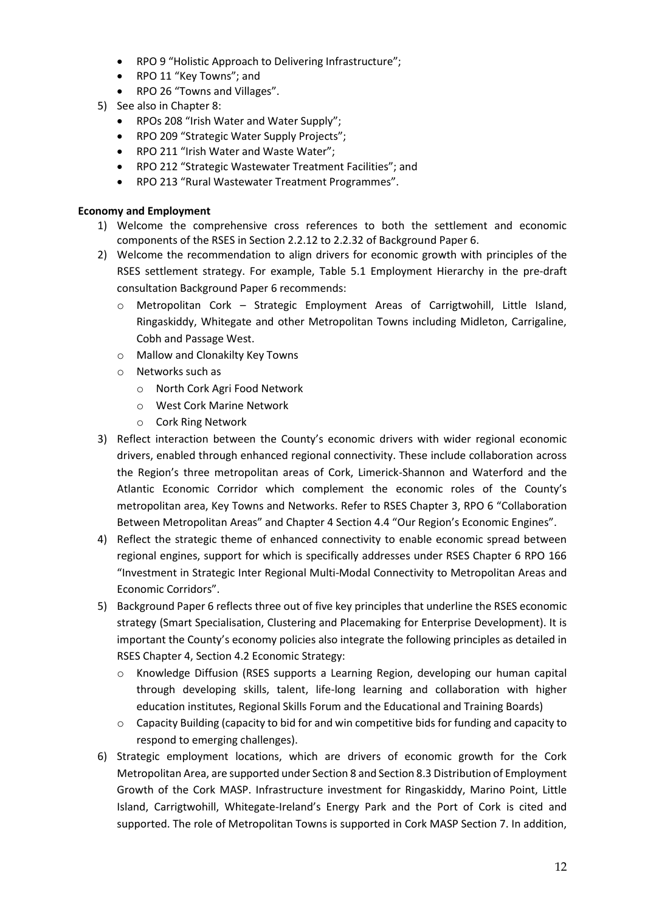- RPO 9 "Holistic Approach to Delivering Infrastructure";
- RPO 11 "Key Towns"; and
- RPO 26 "Towns and Villages".

5) See also in Chapter 8:
   - RPOs 208 "Irish Water and Water Supply";
   - RPO 209 "Strategic Water Supply Projects";
   - RPO 211 "Irish Water and Waste Water";
   - RPO 212 "Strategic Wastewater Treatment Facilities"; and
   - RPO 213 "Rural Wastewater Treatment Programmes".

**Economy and Employment**

1) Welcome the comprehensive cross references to both the settlement and economic components of the RSES in Section 2.2.12 to 2.2.32 of Background Paper 6.
2) Welcome the recommendation to align drivers for economic growth with principles of the RSES settlement strategy. For example, Table 5.1 Employment Hierarchy in the pre-draft consultation Background Paper 6 recommends:
   - Metropolitan Cork – Strategic Employment Areas of Carrigtwohill, Little Island, Ringaskiddy, Whitegate and other Metropolitan Towns including Midleton, Carrigaline, Cobh and Passage West.
   - Mallow and Clonakilty Key Towns
   - Networks such as
     - North Cork Agri Food Network
     - West Cork Marine Network
     - Cork Ring Network
3) Reflect interaction between the County's economic drivers with wider regional economic drivers, enabled through enhanced regional connectivity. These include collaboration across the Region's three metropolitan areas of Cork, Limerick-Shannon and Waterford and the Atlantic Economic Corridor which complement the economic roles of the County's metropolitan area, Key Towns and Networks. Refer to RSES Chapter 3, RPO 6 "Collaboration Between Metropolitan Areas" and Chapter 4 Section 4.4 "Our Region's Economic Engines".
4) Reflect the strategic theme of enhanced connectivity to enable economic spread between regional engines, support for which is specifically addresses under RSES Chapter 6 RPO 166 "Investment in Strategic Inter Regional Multi-Modal Connectivity to Metropolitan Areas and Economic Corridors".
5) Background Paper 6 reflects three out of five key principles that underline the RSES economic strategy (Smart Specialisation, Clustering and Placemaking for Enterprise Development). It is important the County's economy policies also integrate the following principles as detailed in RSES Chapter 4, Section 4.2 Economic Strategy:
   - Knowledge Diffusion (RSES supports a Learning Region, developing our human capital through developing skills, talent, life-long learning and collaboration with higher education institutes, Regional Skills Forum and the Educational and Training Boards)
   - Capacity Building (capacity to bid for and win competitive bids for funding and capacity to respond to emerging challenges).
6) Strategic employment locations, which are drivers of economic growth for the Cork Metropolitan Area, are supported under Section 8 and Section 8.3 Distribution of Employment Growth of the Cork MASP. Infrastructure investment for Ringaskiddy, Marino Point, Little Island, Carrigtwohill, Whitegate-Ireland's Energy Park and the Port of Cork is cited and supported. The role of Metropolitan Towns is supported in Cork MASP Section 7. In addition,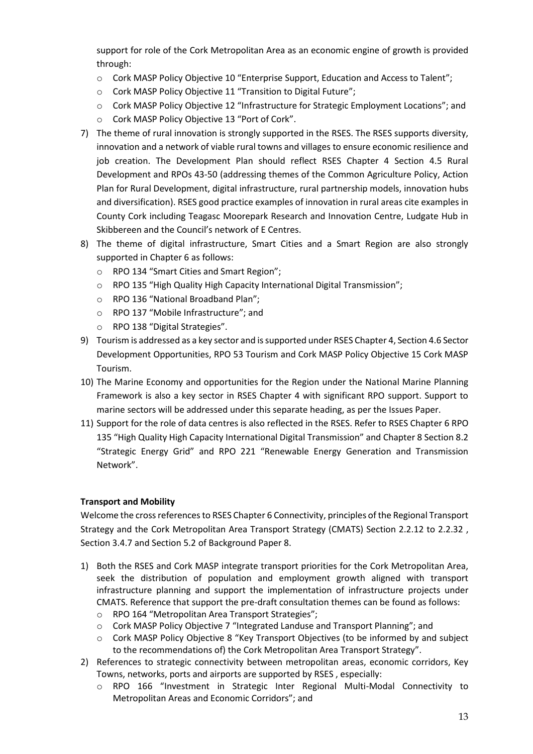support for role of the Cork Metropolitan Area as an economic engine of growth is provided through:

- Cork MASP Policy Objective 10 "Enterprise Support, Education and Access to Talent";
- Cork MASP Policy Objective 11 "Transition to Digital Future";
- Cork MASP Policy Objective 12 "Infrastructure for Strategic Employment Locations"; and
- Cork MASP Policy Objective 13 "Port of Cork".

7) The theme of rural innovation is strongly supported in the RSES. The RSES supports diversity, innovation and a network of viable rural towns and villages to ensure economic resilience and job creation. The Development Plan should reflect RSES Chapter 4 Section 4.5 Rural Development and RPOs 43-50 (addressing themes of the Common Agriculture Policy, Action Plan for Rural Development, digital infrastructure, rural partnership models, innovation hubs and diversification). RSES good practice examples of innovation in rural areas cite examples in County Cork including Teagasc Moorepark Research and Innovation Centre, Ludgate Hub in Skibbereen and the Council's network of E Centres.

8) The theme of digital infrastructure, Smart Cities and a Smart Region are also strongly supported in Chapter 6 as follows:
   - RPO 134 "Smart Cities and Smart Region";
   - RPO 135 "High Quality High Capacity International Digital Transmission";
   - RPO 136 "National Broadband Plan";
   - RPO 137 "Mobile Infrastructure"; and
   - RPO 138 "Digital Strategies".

9) Tourism is addressed as a key sector and is supported under RSES Chapter 4, Section 4.6 Sector Development Opportunities, RPO 53 Tourism and Cork MASP Policy Objective 15 Cork MASP Tourism.

10) The Marine Economy and opportunities for the Region under the National Marine Planning Framework is also a key sector in RSES Chapter 4 with significant RPO support. Support to marine sectors will be addressed under this separate heading, as per the Issues Paper.

11) Support for the role of data centres is also reflected in the RSES. Refer to RSES Chapter 6 RPO 135 "High Quality High Capacity International Digital Transmission" and Chapter 8 Section 8.2 "Strategic Energy Grid" and RPO 221 "Renewable Energy Generation and Transmission Network".

**Transport and Mobility**

Welcome the cross references to RSES Chapter 6 Connectivity, principles of the Regional Transport Strategy and the Cork Metropolitan Area Transport Strategy (CMATS) Section 2.2.12 to 2.2.32 , Section 3.4.7 and Section 5.2 of Background Paper 8.

1) Both the RSES and Cork MASP integrate transport priorities for the Cork Metropolitan Area, seek the distribution of population and employment growth aligned with transport infrastructure planning and support the implementation of infrastructure projects under CMATS. Reference that support the pre-draft consultation themes can be found as follows:
   - RPO 164 "Metropolitan Area Transport Strategies";
   - Cork MASP Policy Objective 7 "Integrated Landuse and Transport Planning"; and
   - Cork MASP Policy Objective 8 "Key Transport Objectives (to be informed by and subject to the recommendations of) the Cork Metropolitan Area Transport Strategy".

2) References to strategic connectivity between metropolitan areas, economic corridors, Key Towns, networks, ports and airports are supported by RSES , especially:
   - RPO 166 "Investment in Strategic Inter Regional Multi-Modal Connectivity to Metropolitan Areas and Economic Corridors"; and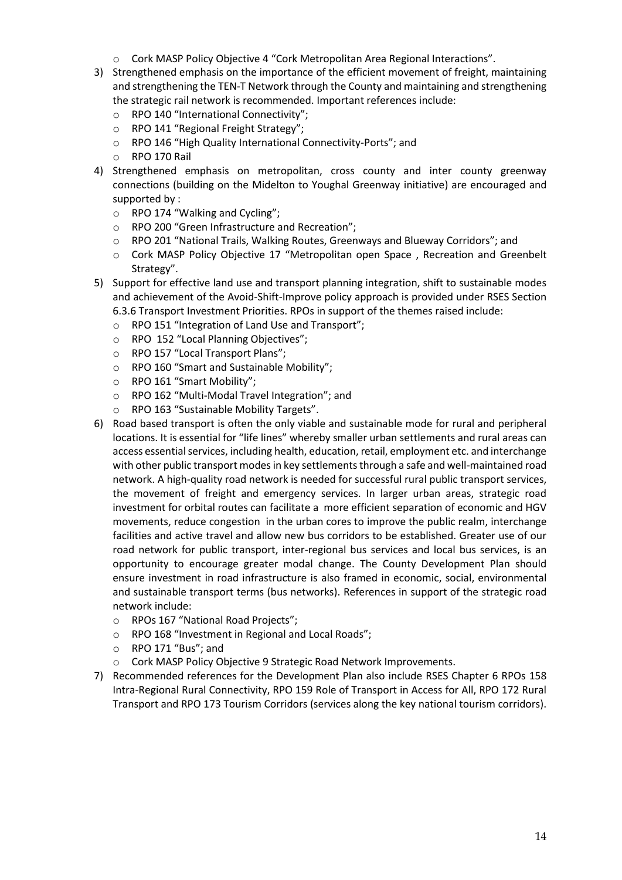- Cork MASP Policy Objective 4 "Cork Metropolitan Area Regional Interactions".

3) Strengthened emphasis on the importance of the efficient movement of freight, maintaining and strengthening the TEN-T Network through the County and maintaining and strengthening the strategic rail network is recommended. Important references include:
   - RPO 140 "International Connectivity";
   - RPO 141 "Regional Freight Strategy";
   - RPO 146 "High Quality International Connectivity-Ports"; and
   - RPO 170 Rail
4) Strengthened emphasis on metropolitan, cross county and inter county greenway connections (building on the Midelton to Youghal Greenway initiative) are encouraged and supported by :
   - RPO 174 "Walking and Cycling";
   - RPO 200 "Green Infrastructure and Recreation";
   - RPO 201 "National Trails, Walking Routes, Greenways and Blueway Corridors"; and
   - Cork MASP Policy Objective 17 "Metropolitan open Space , Recreation and Greenbelt Strategy".
5) Support for effective land use and transport planning integration, shift to sustainable modes and achievement of the Avoid-Shift-Improve policy approach is provided under RSES Section 6.3.6 Transport Investment Priorities. RPOs in support of the themes raised include:
   - RPO 151 "Integration of Land Use and Transport";
   - RPO 152 "Local Planning Objectives";
   - RPO 157 "Local Transport Plans";
   - RPO 160 "Smart and Sustainable Mobility";
   - RPO 161 "Smart Mobility";
   - RPO 162 "Multi-Modal Travel Integration"; and
   - RPO 163 "Sustainable Mobility Targets".
6) Road based transport is often the only viable and sustainable mode for rural and peripheral locations. It is essential for "life lines" whereby smaller urban settlements and rural areas can access essential services, including health, education, retail, employment etc. and interchange with other public transport modes in key settlements through a safe and well-maintained road network. A high-quality road network is needed for successful rural public transport services, the movement of freight and emergency services. In larger urban areas, strategic road investment for orbital routes can facilitate a more efficient separation of economic and HGV movements, reduce congestion in the urban cores to improve the public realm, interchange facilities and active travel and allow new bus corridors to be established. Greater use of our road network for public transport, inter-regional bus services and local bus services, is an opportunity to encourage greater modal change. The County Development Plan should ensure investment in road infrastructure is also framed in economic, social, environmental and sustainable transport terms (bus networks). References in support of the strategic road network include:
   - RPOs 167 "National Road Projects";
   - RPO 168 "Investment in Regional and Local Roads";
   - RPO 171 "Bus"; and
   - Cork MASP Policy Objective 9 Strategic Road Network Improvements.
7) Recommended references for the Development Plan also include RSES Chapter 6 RPOs 158 Intra-Regional Rural Connectivity, RPO 159 Role of Transport in Access for All, RPO 172 Rural Transport and RPO 173 Tourism Corridors (services along the key national tourism corridors).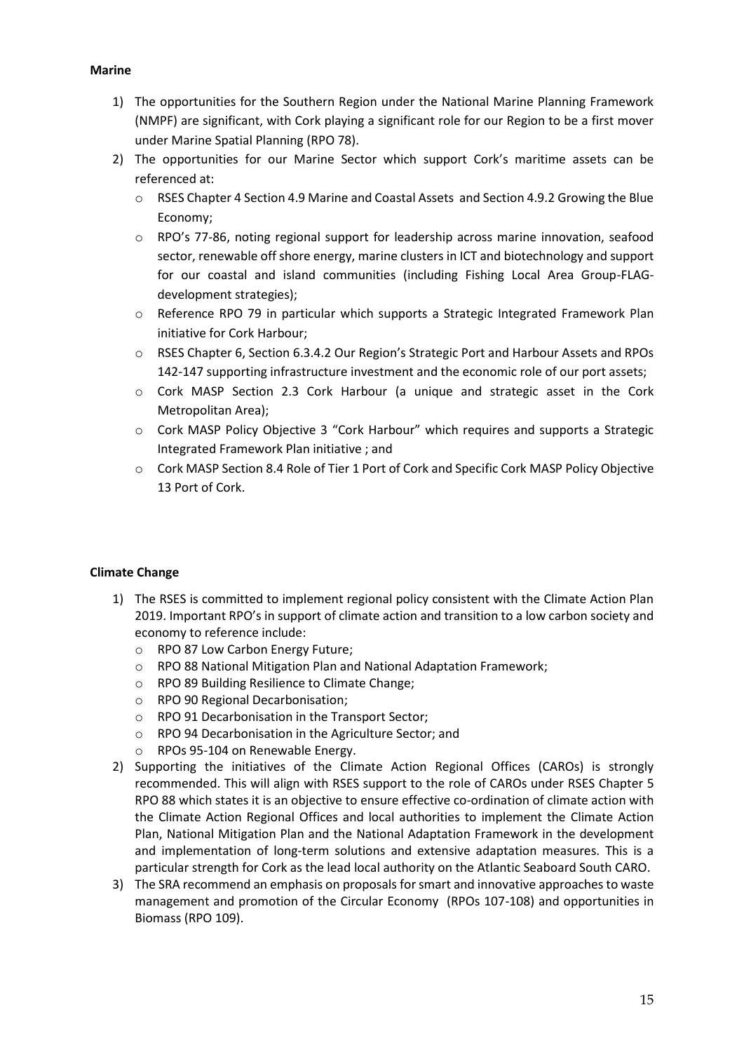**Marine**

1) The opportunities for the Southern Region under the National Marine Planning Framework (NMPF) are significant, with Cork playing a significant role for our Region to be a first mover under Marine Spatial Planning (RPO 78).
2) The opportunities for our Marine Sector which support Cork's maritime assets can be referenced at:
   - RSES Chapter 4 Section 4.9 Marine and Coastal Assets and Section 4.9.2 Growing the Blue Economy;
   - RPO's 77-86, noting regional support for leadership across marine innovation, seafood sector, renewable off shore energy, marine clusters in ICT and biotechnology and support for our coastal and island communities (including Fishing Local Area Group-FLAG-development strategies);
   - Reference RPO 79 in particular which supports a Strategic Integrated Framework Plan initiative for Cork Harbour;
   - RSES Chapter 6, Section 6.3.4.2 Our Region's Strategic Port and Harbour Assets and RPOs 142-147 supporting infrastructure investment and the economic role of our port assets;
   - Cork MASP Section 2.3 Cork Harbour (a unique and strategic asset in the Cork Metropolitan Area);
   - Cork MASP Policy Objective 3 "Cork Harbour" which requires and supports a Strategic Integrated Framework Plan initiative ; and
   - Cork MASP Section 8.4 Role of Tier 1 Port of Cork and Specific Cork MASP Policy Objective 13 Port of Cork.

**Climate Change**

1) The RSES is committed to implement regional policy consistent with the Climate Action Plan 2019. Important RPO's in support of climate action and transition to a low carbon society and economy to reference include:
   - RPO 87 Low Carbon Energy Future;
   - RPO 88 National Mitigation Plan and National Adaptation Framework;
   - RPO 89 Building Resilience to Climate Change;
   - RPO 90 Regional Decarbonisation;
   - RPO 91 Decarbonisation in the Transport Sector;
   - RPO 94 Decarbonisation in the Agriculture Sector; and
   - RPOs 95-104 on Renewable Energy.
2) Supporting the initiatives of the Climate Action Regional Offices (CAROs) is strongly recommended. This will align with RSES support to the role of CAROs under RSES Chapter 5 RPO 88 which states it is an objective to ensure effective co-ordination of climate action with the Climate Action Regional Offices and local authorities to implement the Climate Action Plan, National Mitigation Plan and the National Adaptation Framework in the development and implementation of long-term solutions and extensive adaptation measures. This is a particular strength for Cork as the lead local authority on the Atlantic Seaboard South CARO.
3) The SRA recommend an emphasis on proposals for smart and innovative approaches to waste management and promotion of the Circular Economy (RPOs 107-108) and opportunities in Biomass (RPO 109).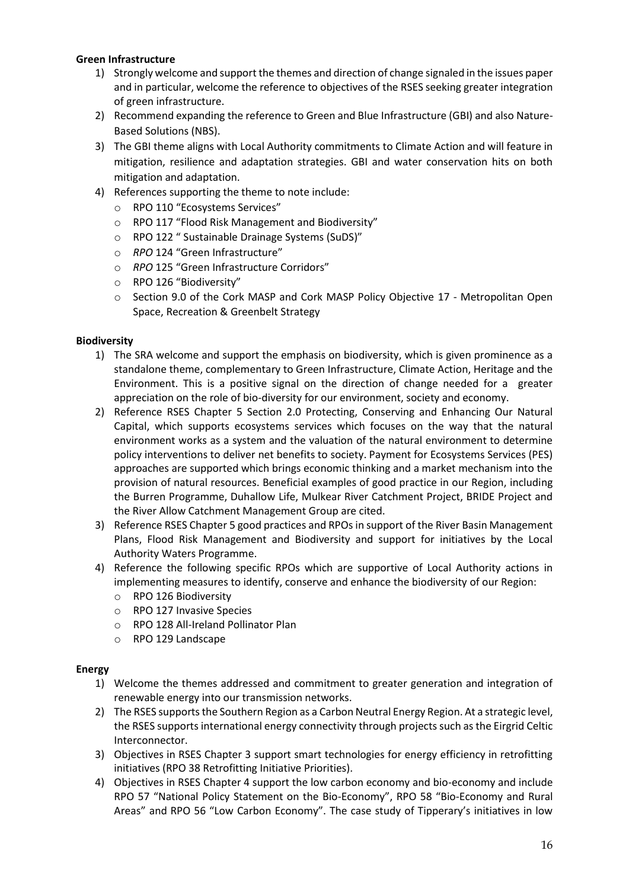**Green Infrastructure**

1) Strongly welcome and support the themes and direction of change signaled in the issues paper and in particular, welcome the reference to objectives of the RSES seeking greater integration of green infrastructure.
2) Recommend expanding the reference to Green and Blue Infrastructure (GBI) and also Nature-Based Solutions (NBS).
3) The GBI theme aligns with Local Authority commitments to Climate Action and will feature in mitigation, resilience and adaptation strategies. GBI and water conservation hits on both mitigation and adaptation.
4) References supporting the theme to note include:
   - RPO 110 "Ecosystems Services"
   - RPO 117 "Flood Risk Management and Biodiversity"
   - RPO 122 " Sustainable Drainage Systems (SuDS)"
   - *RPO* 124 "Green Infrastructure"
   - *RPO* 125 "Green Infrastructure Corridors"
   - RPO 126 "Biodiversity"
   - Section 9.0 of the Cork MASP and Cork MASP Policy Objective 17 - Metropolitan Open Space, Recreation & Greenbelt Strategy

**Biodiversity**

1) The SRA welcome and support the emphasis on biodiversity, which is given prominence as a standalone theme, complementary to Green Infrastructure, Climate Action, Heritage and the Environment. This is a positive signal on the direction of change needed for a greater appreciation on the role of bio-diversity for our environment, society and economy.
2) Reference RSES Chapter 5 Section 2.0 Protecting, Conserving and Enhancing Our Natural Capital, which supports ecosystems services which focuses on the way that the natural environment works as a system and the valuation of the natural environment to determine policy interventions to deliver net benefits to society. Payment for Ecosystems Services (PES) approaches are supported which brings economic thinking and a market mechanism into the provision of natural resources. Beneficial examples of good practice in our Region, including the Burren Programme, Duhallow Life, Mulkear River Catchment Project, BRIDE Project and the River Allow Catchment Management Group are cited.
3) Reference RSES Chapter 5 good practices and RPOs in support of the River Basin Management Plans, Flood Risk Management and Biodiversity and support for initiatives by the Local Authority Waters Programme.
4) Reference the following specific RPOs which are supportive of Local Authority actions in implementing measures to identify, conserve and enhance the biodiversity of our Region:
   - RPO 126 Biodiversity
   - RPO 127 Invasive Species
   - RPO 128 All-Ireland Pollinator Plan
   - RPO 129 Landscape

**Energy**

1) Welcome the themes addressed and commitment to greater generation and integration of renewable energy into our transmission networks.
2) The RSES supports the Southern Region as a Carbon Neutral Energy Region. At a strategic level, the RSES supports international energy connectivity through projects such as the Eirgrid Celtic Interconnector.
3) Objectives in RSES Chapter 3 support smart technologies for energy efficiency in retrofitting initiatives (RPO 38 Retrofitting Initiative Priorities).
4) Objectives in RSES Chapter 4 support the low carbon economy and bio-economy and include RPO 57 "National Policy Statement on the Bio-Economy", RPO 58 "Bio-Economy and Rural Areas" and RPO 56 "Low Carbon Economy". The case study of Tipperary's initiatives in low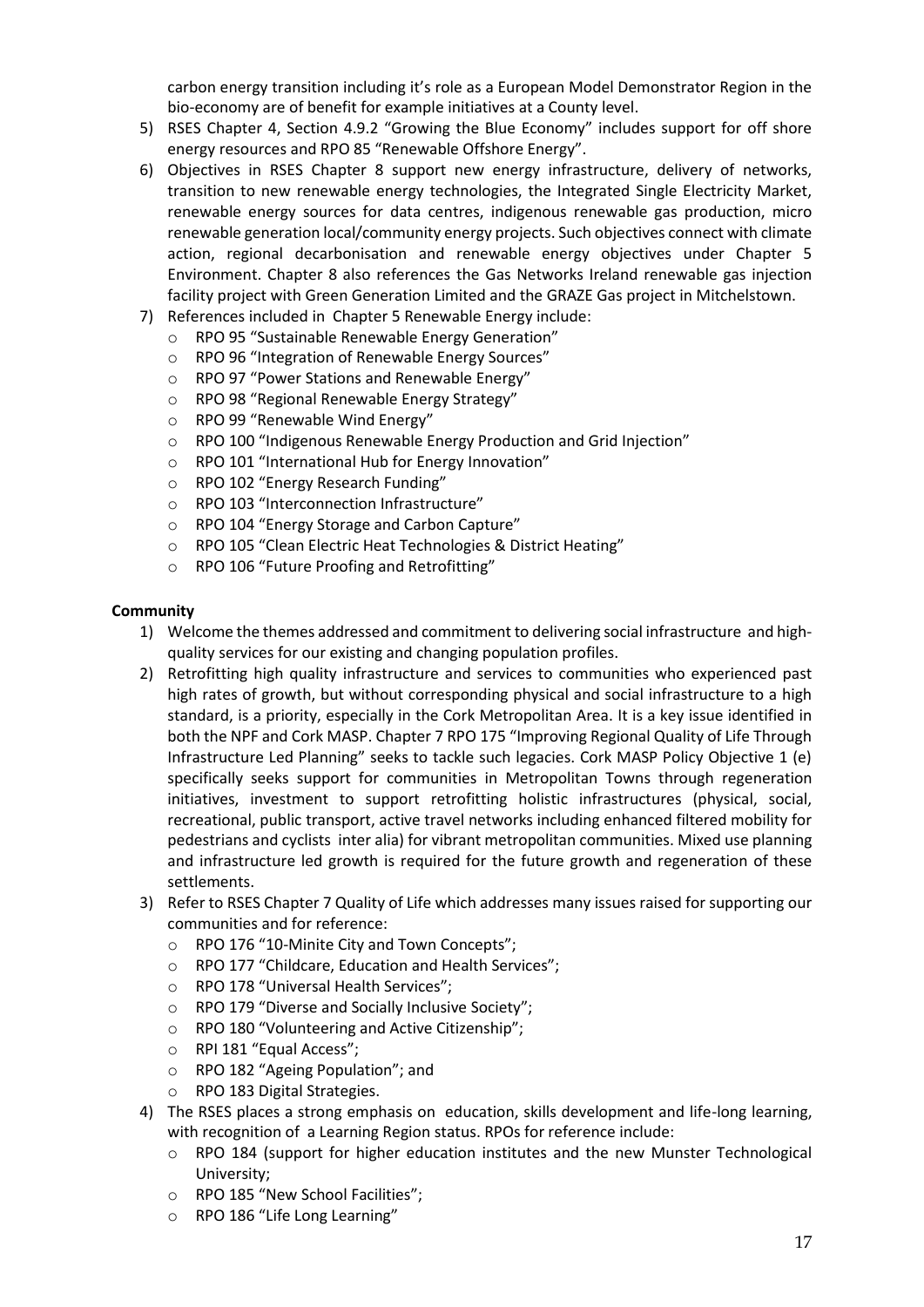carbon energy transition including it's role as a European Model Demonstrator Region in the bio-economy are of benefit for example initiatives at a County level.

5) RSES Chapter 4, Section 4.9.2 "Growing the Blue Economy" includes support for off shore energy resources and RPO 85 "Renewable Offshore Energy".
6) Objectives in RSES Chapter 8 support new energy infrastructure, delivery of networks, transition to new renewable energy technologies, the Integrated Single Electricity Market, renewable energy sources for data centres, indigenous renewable gas production, micro renewable generation local/community energy projects. Such objectives connect with climate action, regional decarbonisation and renewable energy objectives under Chapter 5 Environment. Chapter 8 also references the Gas Networks Ireland renewable gas injection facility project with Green Generation Limited and the GRAZE Gas project in Mitchelstown.
7) References included in Chapter 5 Renewable Energy include:
   - RPO 95 "Sustainable Renewable Energy Generation"
   - RPO 96 "Integration of Renewable Energy Sources"
   - RPO 97 "Power Stations and Renewable Energy"
   - RPO 98 "Regional Renewable Energy Strategy"
   - RPO 99 "Renewable Wind Energy"
   - RPO 100 "Indigenous Renewable Energy Production and Grid Injection"
   - RPO 101 "International Hub for Energy Innovation"
   - RPO 102 "Energy Research Funding"
   - RPO 103 "Interconnection Infrastructure"
   - RPO 104 "Energy Storage and Carbon Capture"
   - RPO 105 "Clean Electric Heat Technologies & District Heating"
   - RPO 106 "Future Proofing and Retrofitting"

**Community**

1) Welcome the themes addressed and commitment to delivering social infrastructure and high-quality services for our existing and changing population profiles.
2) Retrofitting high quality infrastructure and services to communities who experienced past high rates of growth, but without corresponding physical and social infrastructure to a high standard, is a priority, especially in the Cork Metropolitan Area. It is a key issue identified in both the NPF and Cork MASP. Chapter 7 RPO 175 "Improving Regional Quality of Life Through Infrastructure Led Planning" seeks to tackle such legacies. Cork MASP Policy Objective 1 (e) specifically seeks support for communities in Metropolitan Towns through regeneration initiatives, investment to support retrofitting holistic infrastructures (physical, social, recreational, public transport, active travel networks including enhanced filtered mobility for pedestrians and cyclists inter alia) for vibrant metropolitan communities. Mixed use planning and infrastructure led growth is required for the future growth and regeneration of these settlements.
3) Refer to RSES Chapter 7 Quality of Life which addresses many issues raised for supporting our communities and for reference:
   - RPO 176 "10-Minite City and Town Concepts";
   - RPO 177 "Childcare, Education and Health Services";
   - RPO 178 "Universal Health Services";
   - RPO 179 "Diverse and Socially Inclusive Society";
   - RPO 180 "Volunteering and Active Citizenship";
   - RPI 181 "Equal Access";
   - RPO 182 "Ageing Population"; and
   - RPO 183 Digital Strategies.
4) The RSES places a strong emphasis on education, skills development and life-long learning, with recognition of a Learning Region status. RPOs for reference include:
   - RPO 184 (support for higher education institutes and the new Munster Technological University;
   - RPO 185 "New School Facilities";
   - RPO 186 "Life Long Learning"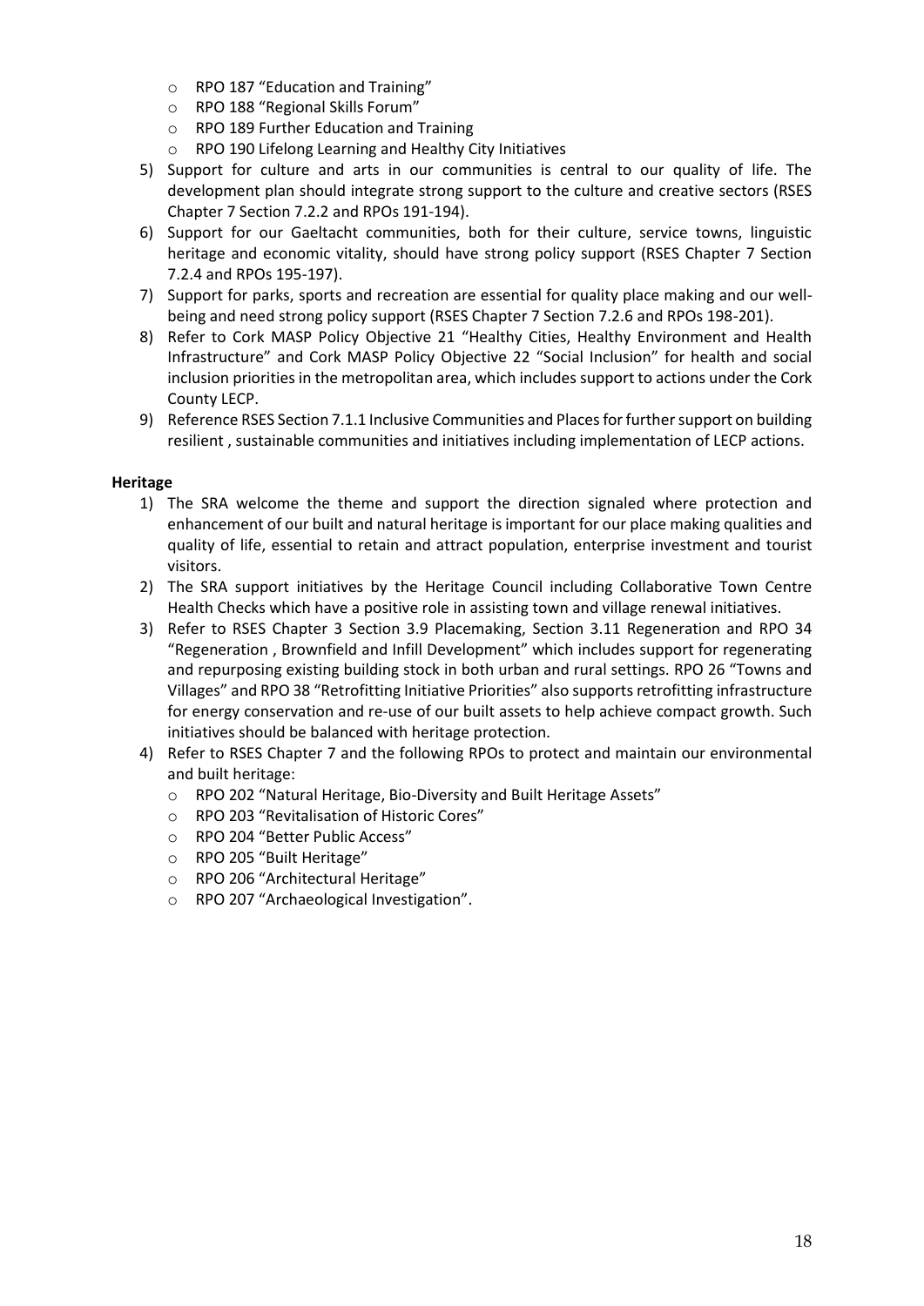- RPO 187 "Education and Training"
   - RPO 188 "Regional Skills Forum"
   - RPO 189 Further Education and Training
   - RPO 190 Lifelong Learning and Healthy City Initiatives
5) Support for culture and arts in our communities is central to our quality of life. The development plan should integrate strong support to the culture and creative sectors (RSES Chapter 7 Section 7.2.2 and RPOs 191-194).
6) Support for our Gaeltacht communities, both for their culture, service towns, linguistic heritage and economic vitality, should have strong policy support (RSES Chapter 7 Section 7.2.4 and RPOs 195-197).
7) Support for parks, sports and recreation are essential for quality place making and our well-being and need strong policy support (RSES Chapter 7 Section 7.2.6 and RPOs 198-201).
8) Refer to Cork MASP Policy Objective 21 "Healthy Cities, Healthy Environment and Health Infrastructure" and Cork MASP Policy Objective 22 "Social Inclusion" for health and social inclusion priorities in the metropolitan area, which includes support to actions under the Cork County LECP.
9) Reference RSES Section 7.1.1 Inclusive Communities and Places for further support on building resilient , sustainable communities and initiatives including implementation of LECP actions.

**Heritage**

1) The SRA welcome the theme and support the direction signaled where protection and enhancement of our built and natural heritage is important for our place making qualities and quality of life, essential to retain and attract population, enterprise investment and tourist visitors.
2) The SRA support initiatives by the Heritage Council including Collaborative Town Centre Health Checks which have a positive role in assisting town and village renewal initiatives.
3) Refer to RSES Chapter 3 Section 3.9 Placemaking, Section 3.11 Regeneration and RPO 34 "Regeneration , Brownfield and Infill Development" which includes support for regenerating and repurposing existing building stock in both urban and rural settings. RPO 26 "Towns and Villages" and RPO 38 "Retrofitting Initiative Priorities" also supports retrofitting infrastructure for energy conservation and re-use of our built assets to help achieve compact growth. Such initiatives should be balanced with heritage protection.
4) Refer to RSES Chapter 7 and the following RPOs to protect and maintain our environmental and built heritage:
   - RPO 202 "Natural Heritage, Bio-Diversity and Built Heritage Assets"
   - RPO 203 "Revitalisation of Historic Cores"
   - RPO 204 "Better Public Access"
   - RPO 205 "Built Heritage"
   - RPO 206 "Architectural Heritage"
   - RPO 207 "Archaeological Investigation".